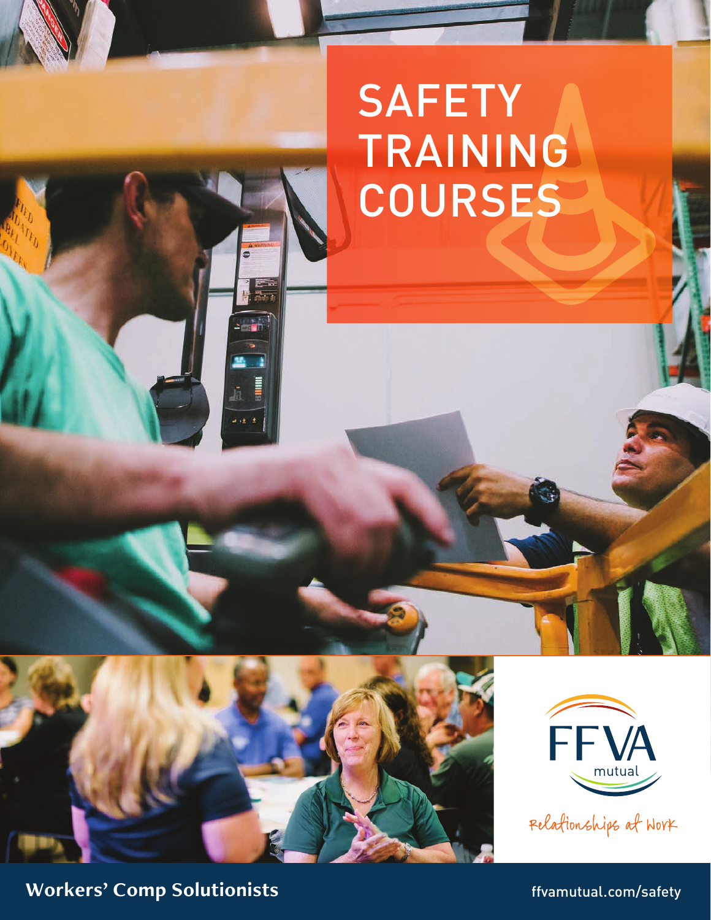# SAFETY TRAINING COURSES

FFVA mutual

Relationships at Work

**Workers' Comp Solutionists**

ffvamutual.com/safety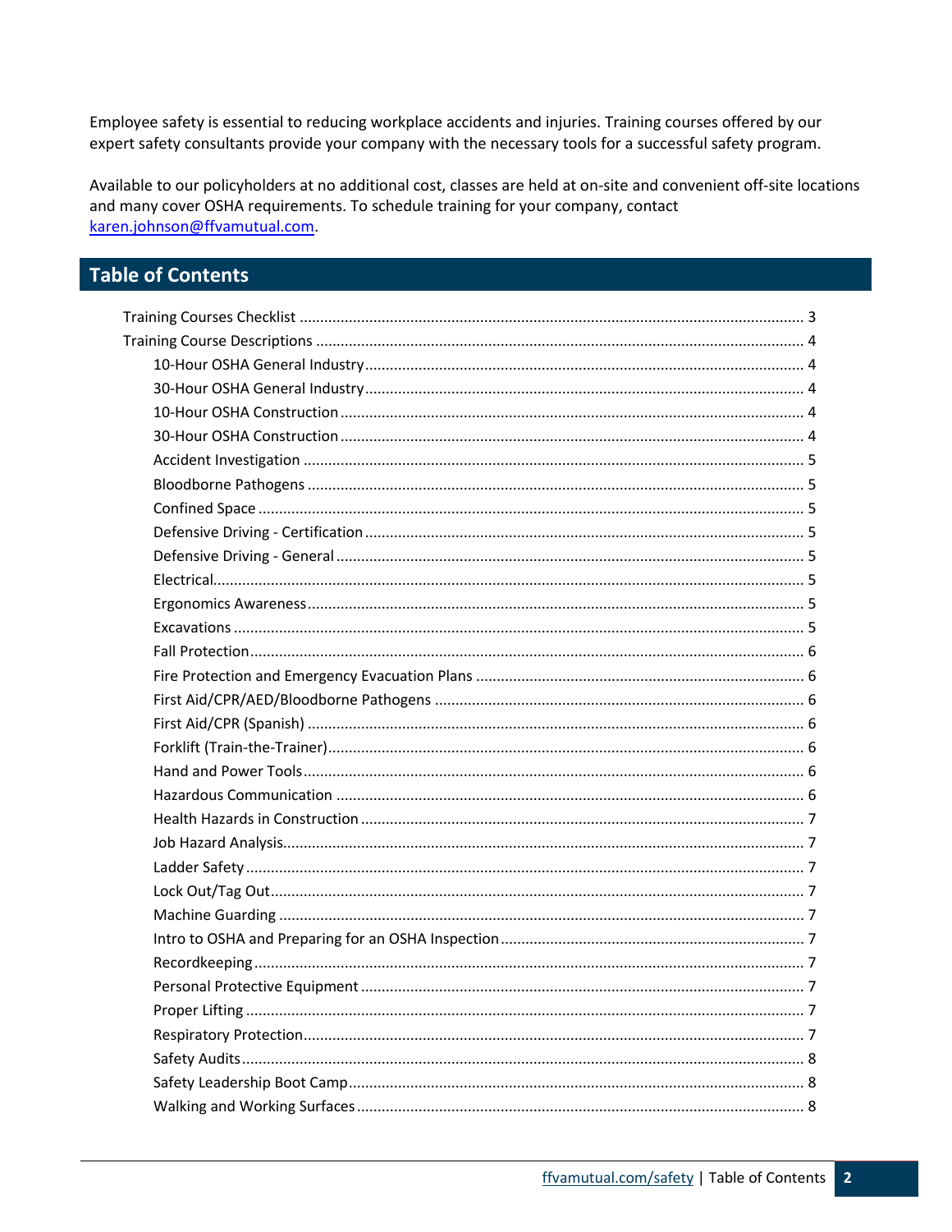Employee safety is essential to reducing workplace accidents and injuries. Training courses offered by our expert safety consultants provide your company with the necessary tools for a successful safety program.

Available to our policyholders at no additional cost, classes are held at on-site and convenient off-site locations and many cover OSHA requirements. To schedule training for your company, contact [karen.johnson@ffvamutual.com](mailto:karen.johnson@ffvamutual.com).

## Table of Contents

- Training Courses Checklist ........ 3
- Training Course Descriptions ........ 4
  - 10-Hour OSHA General Industry ........ 4
  - 30-Hour OSHA General Industry ........ 4
  - 10-Hour OSHA Construction ........ 4
  - 30-Hour OSHA Construction ........ 4
  - Accident Investigation ........ 5
  - Bloodborne Pathogens ........ 5
  - Confined Space ........ 5
  - Defensive Driving - Certification ........ 5
  - Defensive Driving - General ........ 5
  - Electrical ........ 5
  - Ergonomics Awareness ........ 5
  - Excavations ........ 5
  - Fall Protection ........ 6
  - Fire Protection and Emergency Evacuation Plans ........ 6
  - First Aid/CPR/AED/Bloodborne Pathogens ........ 6
  - First Aid/CPR (Spanish) ........ 6
  - Forklift (Train-the-Trainer) ........ 6
  - Hand and Power Tools ........ 6
  - Hazardous Communication ........ 6
  - Health Hazards in Construction ........ 7
  - Job Hazard Analysis ........ 7
  - Ladder Safety ........ 7
  - Lock Out/Tag Out ........ 7
  - Machine Guarding ........ 7
  - Intro to OSHA and Preparing for an OSHA Inspection ........ 7
  - Recordkeeping ........ 7
  - Personal Protective Equipment ........ 7
  - Proper Lifting ........ 7
  - Respiratory Protection ........ 7
  - Safety Audits ........ 8
  - Safety Leadership Boot Camp ........ 8
  - Walking and Working Surfaces ........ 8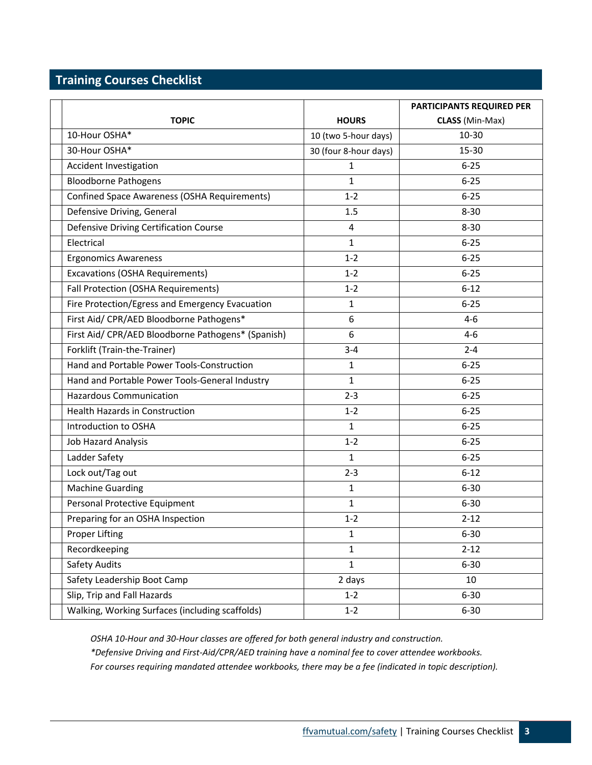## Training Courses Checklist

| | TOPIC | HOURS | PARTICIPANTS REQUIRED PER CLASS (Min-Max) |
|---|---|---|---|
| | 10-Hour OSHA* | 10 (two 5-hour days) | 10-30 |
| | 30-Hour OSHA* | 30 (four 8-hour days) | 15-30 |
| | Accident Investigation | 1 | 6-25 |
| | Bloodborne Pathogens | 1 | 6-25 |
| | Confined Space Awareness (OSHA Requirements) | 1-2 | 6-25 |
| | Defensive Driving, General | 1.5 | 8-30 |
| | Defensive Driving Certification Course | 4 | 8-30 |
| | Electrical | 1 | 6-25 |
| | Ergonomics Awareness | 1-2 | 6-25 |
| | Excavations (OSHA Requirements) | 1-2 | 6-25 |
| | Fall Protection (OSHA Requirements) | 1-2 | 6-12 |
| | Fire Protection/Egress and Emergency Evacuation | 1 | 6-25 |
| | First Aid/ CPR/AED Bloodborne Pathogens* | 6 | 4-6 |
| | First Aid/ CPR/AED Bloodborne Pathogens* (Spanish) | 6 | 4-6 |
| | Forklift (Train-the-Trainer) | 3-4 | 2-4 |
| | Hand and Portable Power Tools-Construction | 1 | 6-25 |
| | Hand and Portable Power Tools-General Industry | 1 | 6-25 |
| | Hazardous Communication | 2-3 | 6-25 |
| | Health Hazards in Construction | 1-2 | 6-25 |
| | Introduction to OSHA | 1 | 6-25 |
| | Job Hazard Analysis | 1-2 | 6-25 |
| | Ladder Safety | 1 | 6-25 |
| | Lock out/Tag out | 2-3 | 6-12 |
| | Machine Guarding | 1 | 6-30 |
| | Personal Protective Equipment | 1 | 6-30 |
| | Preparing for an OSHA Inspection | 1-2 | 2-12 |
| | Proper Lifting | 1 | 6-30 |
| | Recordkeeping | 1 | 2-12 |
| | Safety Audits | 1 | 6-30 |
| | Safety Leadership Boot Camp | 2 days | 10 |
| | Slip, Trip and Fall Hazards | 1-2 | 6-30 |
| | Walking, Working Surfaces (including scaffolds) | 1-2 | 6-30 |

*OSHA 10-Hour and 30-Hour classes are offered for both general industry and construction.*

*\*Defensive Driving and First-Aid/CPR/AED training have a nominal fee to cover attendee workbooks.*

*For courses requiring mandated attendee workbooks, there may be a fee (indicated in topic description).*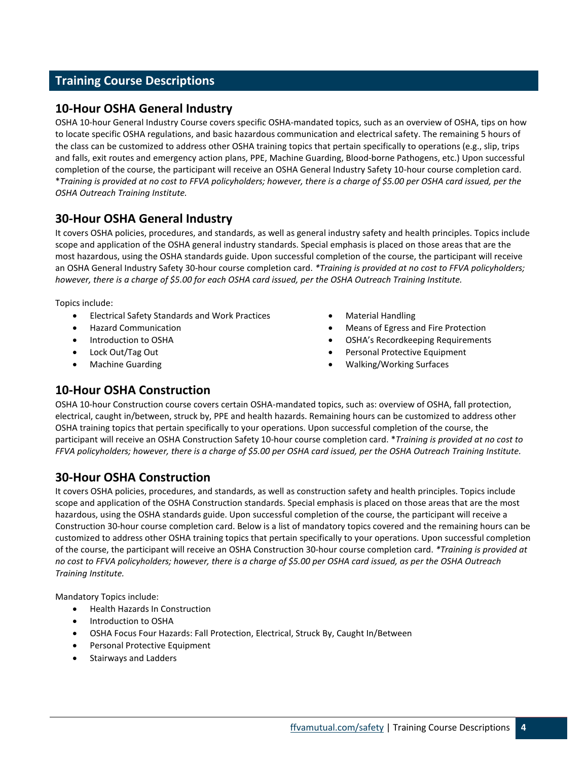## Training Course Descriptions

### 10-Hour OSHA General Industry

OSHA 10-hour General Industry Course covers specific OSHA-mandated topics, such as an overview of OSHA, tips on how to locate specific OSHA regulations, and basic hazardous communication and electrical safety. The remaining 5 hours of the class can be customized to address other OSHA training topics that pertain specifically to operations (e.g., slip, trips and falls, exit routes and emergency action plans, PPE, Machine Guarding, Blood-borne Pathogens, etc.) Upon successful completion of the course, the participant will receive an OSHA General Industry Safety 10-hour course completion card. **Training is provided at no cost to FFVA policyholders; however, there is a charge of $5.00 per OSHA card issued, per the OSHA Outreach Training Institute.*

### 30-Hour OSHA General Industry

It covers OSHA policies, procedures, and standards, as well as general industry safety and health principles. Topics include scope and application of the OSHA general industry standards. Special emphasis is placed on those areas that are the most hazardous, using the OSHA standards guide. Upon successful completion of the course, the participant will receive an OSHA General Industry Safety 30-hour course completion card. **Training is provided at no cost to FFVA policyholders; however, there is a charge of $5.00 for each OSHA card issued, per the OSHA Outreach Training Institute.*

Topics include:

- Electrical Safety Standards and Work Practices
- Hazard Communication
- Introduction to OSHA
- Lock Out/Tag Out
- Machine Guarding
- Material Handling
- Means of Egress and Fire Protection
- OSHA's Recordkeeping Requirements
- Personal Protective Equipment
- Walking/Working Surfaces

### 10-Hour OSHA Construction

OSHA 10-hour Construction course covers certain OSHA-mandated topics, such as: overview of OSHA, fall protection, electrical, caught in/between, struck by, PPE and health hazards. Remaining hours can be customized to address other OSHA training topics that pertain specifically to your operations. Upon successful completion of the course, the participant will receive an OSHA Construction Safety 10-hour course completion card. **Training is provided at no cost to FFVA policyholders; however, there is a charge of $5.00 per OSHA card issued, per the OSHA Outreach Training Institute.*

### 30-Hour OSHA Construction

It covers OSHA policies, procedures, and standards, as well as construction safety and health principles. Topics include scope and application of the OSHA Construction standards. Special emphasis is placed on those areas that are the most hazardous, using the OSHA standards guide. Upon successful completion of the course, the participant will receive a Construction 30-hour course completion card. Below is a list of mandatory topics covered and the remaining hours can be customized to address other OSHA training topics that pertain specifically to your operations. Upon successful completion of the course, the participant will receive an OSHA Construction 30-hour course completion card. **Training is provided at no cost to FFVA policyholders; however, there is a charge of $5.00 per OSHA card issued, as per the OSHA Outreach Training Institute.*

Mandatory Topics include:

- Health Hazards In Construction
- Introduction to OSHA
- OSHA Focus Four Hazards: Fall Protection, Electrical, Struck By, Caught In/Between
- Personal Protective Equipment
- Stairways and Ladders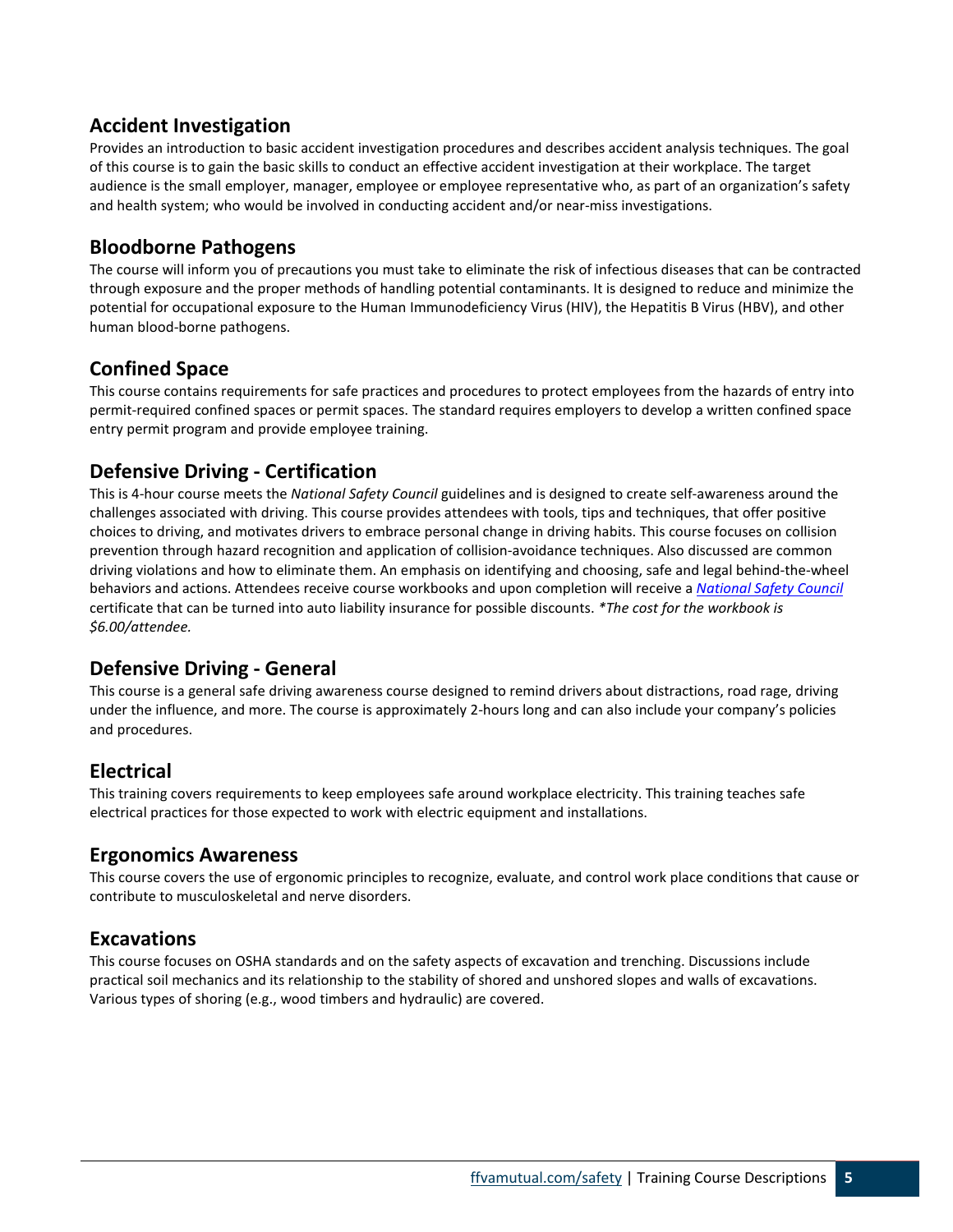## Accident Investigation

Provides an introduction to basic accident investigation procedures and describes accident analysis techniques. The goal of this course is to gain the basic skills to conduct an effective accident investigation at their workplace. The target audience is the small employer, manager, employee or employee representative who, as part of an organization's safety and health system; who would be involved in conducting accident and/or near-miss investigations.

## Bloodborne Pathogens

The course will inform you of precautions you must take to eliminate the risk of infectious diseases that can be contracted through exposure and the proper methods of handling potential contaminants. It is designed to reduce and minimize the potential for occupational exposure to the Human Immunodeficiency Virus (HIV), the Hepatitis B Virus (HBV), and other human blood-borne pathogens.

## Confined Space

This course contains requirements for safe practices and procedures to protect employees from the hazards of entry into permit-required confined spaces or permit spaces. The standard requires employers to develop a written confined space entry permit program and provide employee training.

## Defensive Driving - Certification

This is 4-hour course meets the *National Safety Council* guidelines and is designed to create self-awareness around the challenges associated with driving. This course provides attendees with tools, tips and techniques, that offer positive choices to driving, and motivates drivers to embrace personal change in driving habits. This course focuses on collision prevention through hazard recognition and application of collision-avoidance techniques. Also discussed are common driving violations and how to eliminate them. An emphasis on identifying and choosing, safe and legal behind-the-wheel behaviors and actions. Attendees receive course workbooks and upon completion will receive a *National Safety Council* certificate that can be turned into auto liability insurance for possible discounts. **The cost for the workbook is $6.00/attendee.*

## Defensive Driving - General

This course is a general safe driving awareness course designed to remind drivers about distractions, road rage, driving under the influence, and more. The course is approximately 2-hours long and can also include your company's policies and procedures.

## Electrical

This training covers requirements to keep employees safe around workplace electricity. This training teaches safe electrical practices for those expected to work with electric equipment and installations.

## Ergonomics Awareness

This course covers the use of ergonomic principles to recognize, evaluate, and control work place conditions that cause or contribute to musculoskeletal and nerve disorders.

## Excavations

This course focuses on OSHA standards and on the safety aspects of excavation and trenching. Discussions include practical soil mechanics and its relationship to the stability of shored and unshored slopes and walls of excavations. Various types of shoring (e.g., wood timbers and hydraulic) are covered.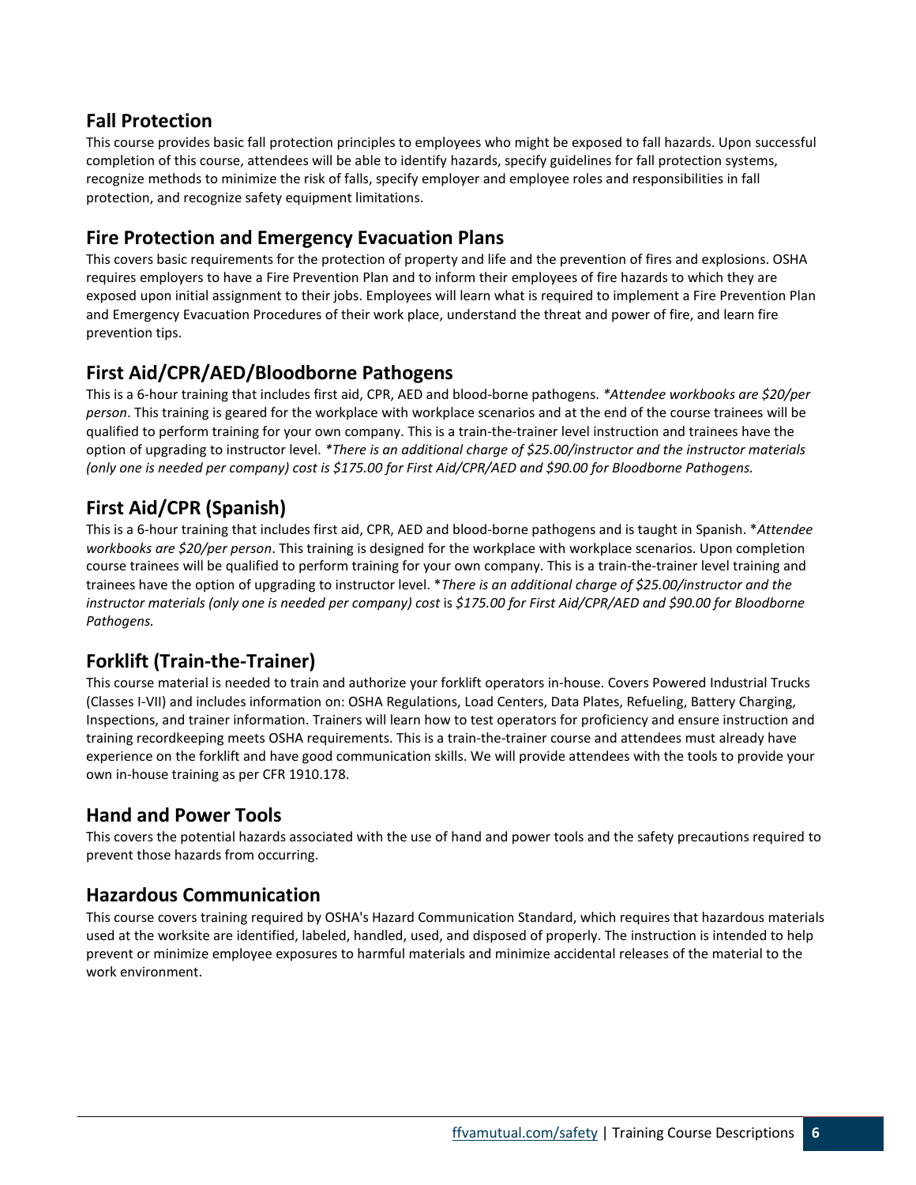## Fall Protection

This course provides basic fall protection principles to employees who might be exposed to fall hazards. Upon successful completion of this course, attendees will be able to identify hazards, specify guidelines for fall protection systems, recognize methods to minimize the risk of falls, specify employer and employee roles and responsibilities in fall protection, and recognize safety equipment limitations.

## Fire Protection and Emergency Evacuation Plans

This covers basic requirements for the protection of property and life and the prevention of fires and explosions. OSHA requires employers to have a Fire Prevention Plan and to inform their employees of fire hazards to which they are exposed upon initial assignment to their jobs. Employees will learn what is required to implement a Fire Prevention Plan and Emergency Evacuation Procedures of their work place, understand the threat and power of fire, and learn fire prevention tips.

## First Aid/CPR/AED/Bloodborne Pathogens

This is a 6-hour training that includes first aid, CPR, AED and blood-borne pathogens. *\*Attendee workbooks are $20/per person*. This training is geared for the workplace with workplace scenarios and at the end of the course trainees will be qualified to perform training for your own company. This is a train-the-trainer level instruction and trainees have the option of upgrading to instructor level. *\*There is an additional charge of $25.00/instructor and the instructor materials (only one is needed per company) cost is $175.00 for First Aid/CPR/AED and $90.00 for Bloodborne Pathogens.*

## First Aid/CPR (Spanish)

This is a 6-hour training that includes first aid, CPR, AED and blood-borne pathogens and is taught in Spanish. \**Attendee workbooks are $20/per person*. This training is designed for the workplace with workplace scenarios. Upon completion course trainees will be qualified to perform training for your own company. This is a train-the-trainer level training and trainees have the option of upgrading to instructor level. \**There is an additional charge of $25.00/instructor and the instructor materials (only one is needed per company) cost* is *$175.00 for First Aid/CPR/AED and $90.00 for Bloodborne Pathogens.*

## Forklift (Train-the-Trainer)

This course material is needed to train and authorize your forklift operators in-house. Covers Powered Industrial Trucks (Classes I-VII) and includes information on: OSHA Regulations, Load Centers, Data Plates, Refueling, Battery Charging, Inspections, and trainer information. Trainers will learn how to test operators for proficiency and ensure instruction and training recordkeeping meets OSHA requirements. This is a train-the-trainer course and attendees must already have experience on the forklift and have good communication skills. We will provide attendees with the tools to provide your own in-house training as per CFR 1910.178.

## Hand and Power Tools

This covers the potential hazards associated with the use of hand and power tools and the safety precautions required to prevent those hazards from occurring.

## Hazardous Communication

This course covers training required by OSHA's Hazard Communication Standard, which requires that hazardous materials used at the worksite are identified, labeled, handled, used, and disposed of properly. The instruction is intended to help prevent or minimize employee exposures to harmful materials and minimize accidental releases of the material to the work environment.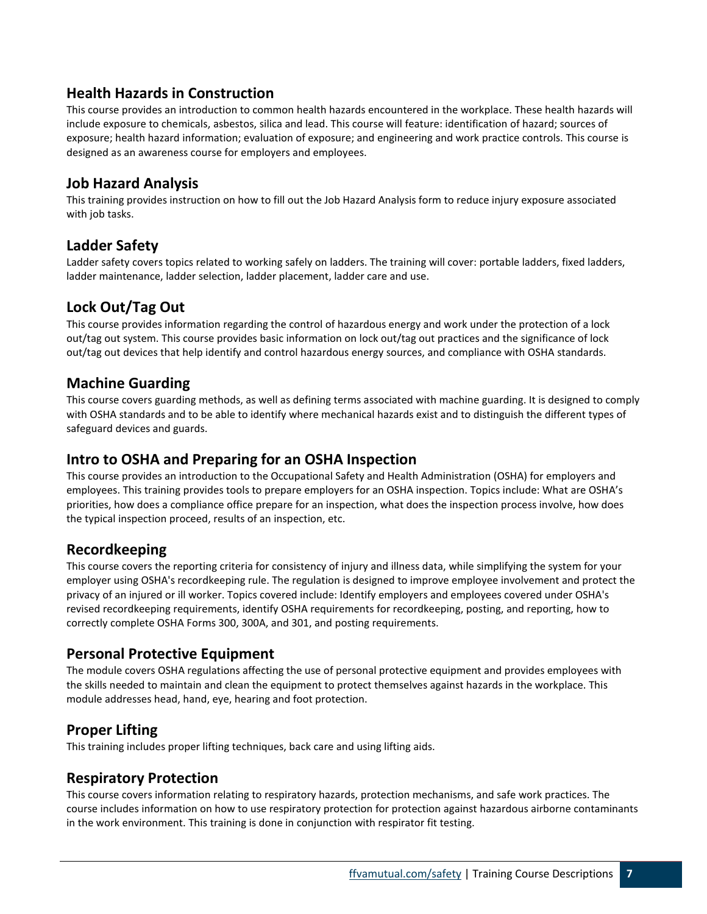## Health Hazards in Construction

This course provides an introduction to common health hazards encountered in the workplace. These health hazards will include exposure to chemicals, asbestos, silica and lead. This course will feature: identification of hazard; sources of exposure; health hazard information; evaluation of exposure; and engineering and work practice controls. This course is designed as an awareness course for employers and employees.

## Job Hazard Analysis

This training provides instruction on how to fill out the Job Hazard Analysis form to reduce injury exposure associated with job tasks.

## Ladder Safety

Ladder safety covers topics related to working safely on ladders. The training will cover: portable ladders, fixed ladders, ladder maintenance, ladder selection, ladder placement, ladder care and use.

## Lock Out/Tag Out

This course provides information regarding the control of hazardous energy and work under the protection of a lock out/tag out system. This course provides basic information on lock out/tag out practices and the significance of lock out/tag out devices that help identify and control hazardous energy sources, and compliance with OSHA standards.

## Machine Guarding

This course covers guarding methods, as well as defining terms associated with machine guarding. It is designed to comply with OSHA standards and to be able to identify where mechanical hazards exist and to distinguish the different types of safeguard devices and guards.

## Intro to OSHA and Preparing for an OSHA Inspection

This course provides an introduction to the Occupational Safety and Health Administration (OSHA) for employers and employees. This training provides tools to prepare employers for an OSHA inspection. Topics include: What are OSHA's priorities, how does a compliance office prepare for an inspection, what does the inspection process involve, how does the typical inspection proceed, results of an inspection, etc.

## Recordkeeping

This course covers the reporting criteria for consistency of injury and illness data, while simplifying the system for your employer using OSHA's recordkeeping rule. The regulation is designed to improve employee involvement and protect the privacy of an injured or ill worker. Topics covered include: Identify employers and employees covered under OSHA's revised recordkeeping requirements, identify OSHA requirements for recordkeeping, posting, and reporting, how to correctly complete OSHA Forms 300, 300A, and 301, and posting requirements.

## Personal Protective Equipment

The module covers OSHA regulations affecting the use of personal protective equipment and provides employees with the skills needed to maintain and clean the equipment to protect themselves against hazards in the workplace. This module addresses head, hand, eye, hearing and foot protection.

## Proper Lifting

This training includes proper lifting techniques, back care and using lifting aids.

## Respiratory Protection

This course covers information relating to respiratory hazards, protection mechanisms, and safe work practices. The course includes information on how to use respiratory protection for protection against hazardous airborne contaminants in the work environment. This training is done in conjunction with respirator fit testing.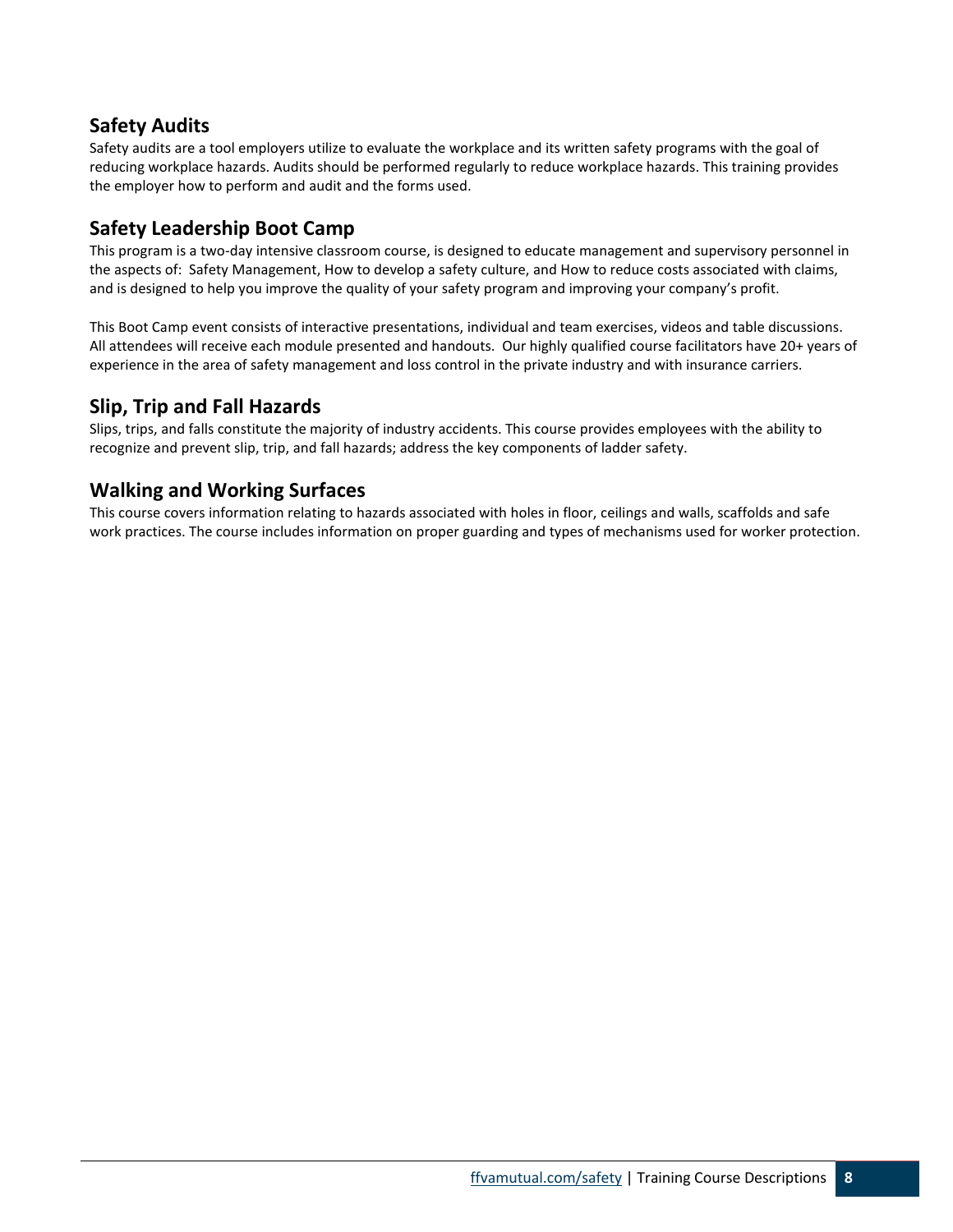## Safety Audits

Safety audits are a tool employers utilize to evaluate the workplace and its written safety programs with the goal of reducing workplace hazards. Audits should be performed regularly to reduce workplace hazards. This training provides the employer how to perform and audit and the forms used.

## Safety Leadership Boot Camp

This program is a two-day intensive classroom course, is designed to educate management and supervisory personnel in the aspects of: Safety Management, How to develop a safety culture, and How to reduce costs associated with claims, and is designed to help you improve the quality of your safety program and improving your company's profit.

This Boot Camp event consists of interactive presentations, individual and team exercises, videos and table discussions. All attendees will receive each module presented and handouts. Our highly qualified course facilitators have 20+ years of experience in the area of safety management and loss control in the private industry and with insurance carriers.

## Slip, Trip and Fall Hazards

Slips, trips, and falls constitute the majority of industry accidents. This course provides employees with the ability to recognize and prevent slip, trip, and fall hazards; address the key components of ladder safety.

## Walking and Working Surfaces

This course covers information relating to hazards associated with holes in floor, ceilings and walls, scaffolds and safe work practices. The course includes information on proper guarding and types of mechanisms used for worker protection.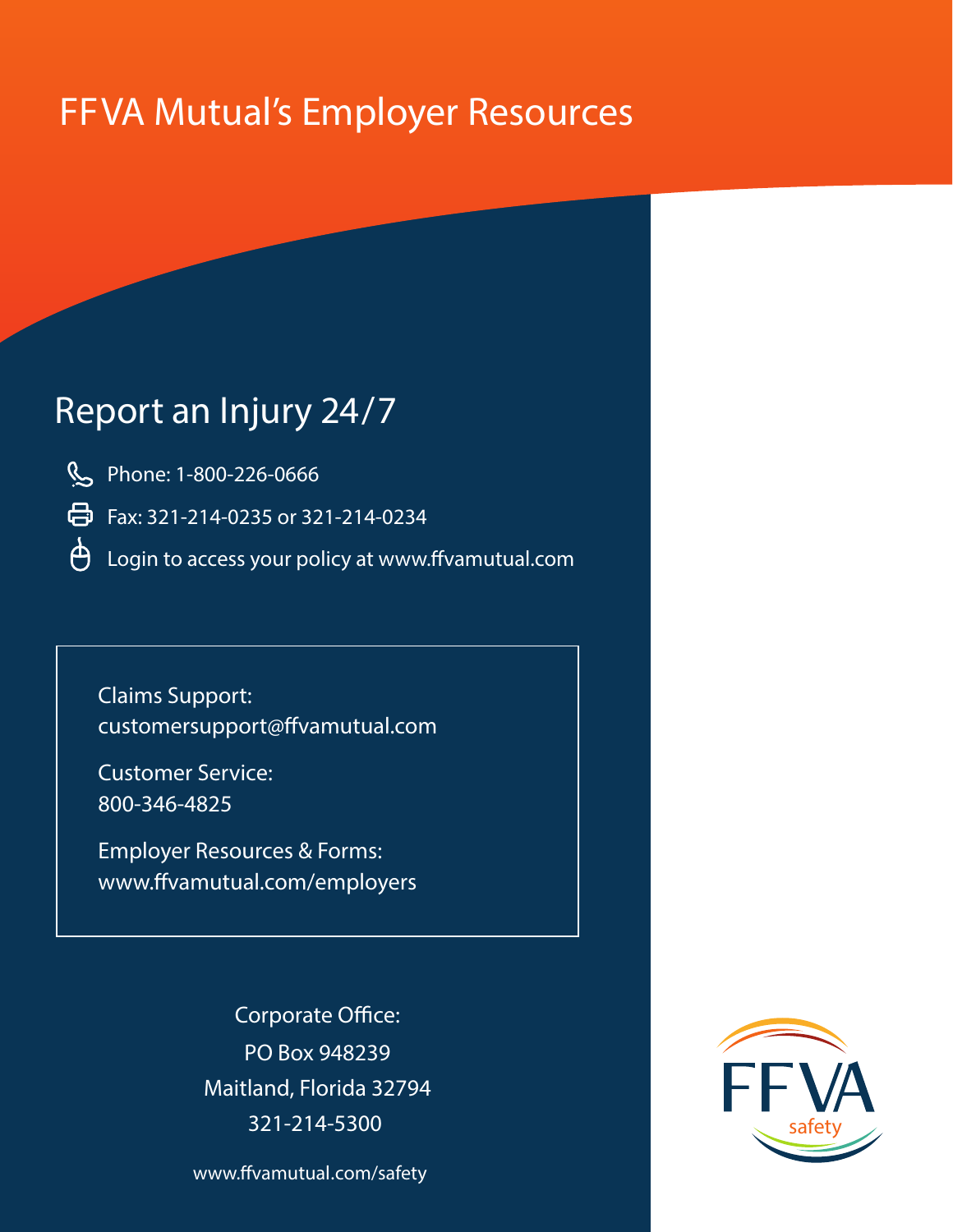# FFVA Mutual's Employer Resources

## Report an Injury 24/7

- Phone: 1-800-226-0666
- Fax: 321-214-0235 or 321-214-0234
- Login to access your policy at www.ffvamutual.com

Claims Support:
customersupport@ffvamutual.com

Customer Service:
800-346-4825

Employer Resources & Forms:
www.ffvamutual.com/employers

Corporate Office:
PO Box 948239
Maitland, Florida 32794
321-214-5300

www.ffvamutual.com/safety

FFVA safety